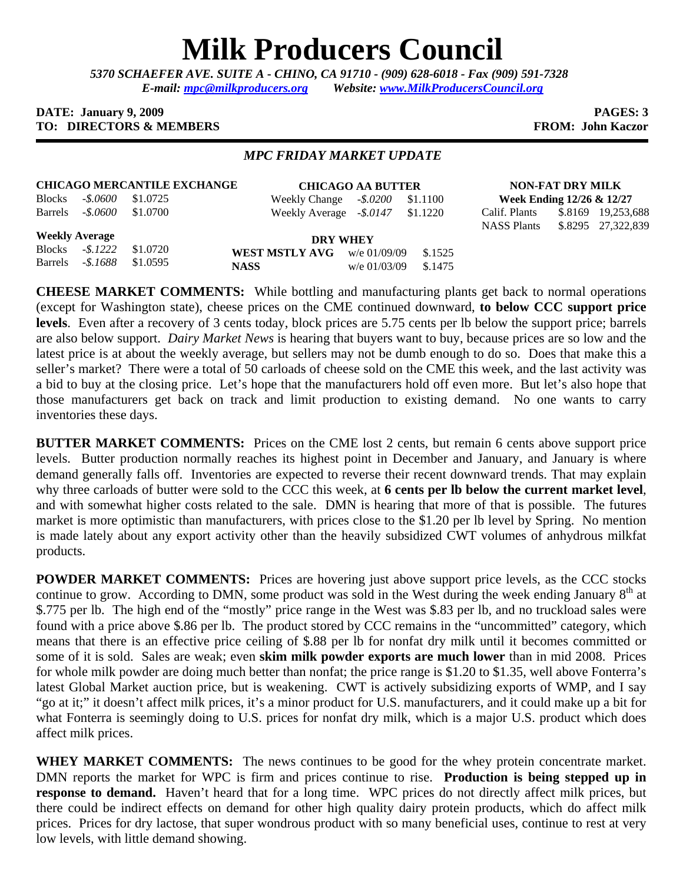# Milk Producers Council

*5370 SCHAEFER AVE. SUITE A - CHINO, CA 91710 - (909) 628-6018 - Fax (909) 591-7328*
*E-mail: mpc@milkproducers.org Website: www.MilkProducersCouncil.org*

**DATE: January 9, 2009** **PAGES: 3**
**TO: DIRECTORS & MEMBERS** **FROM: John Kaczor**

---

### *MPC FRIDAY MARKET UPDATE*

**CHICAGO MERCANTILE EXCHANGE**

| | | |
|---|---|---|
| Blocks | *-$.0600* | $1.0725 |
| Barrels | *-$.0600* | $1.0700 |

**Weekly Average**

| | | |
|---|---|---|
| Blocks | *-$.1222* | $1.0720 |
| Barrels | *-$.1688* | $1.0595 |

**CHICAGO AA BUTTER**

| | | |
|---|---|---|
| Weekly Change | *-$.0200* | $1.1100 |
| Weekly Average | *-$.0147* | $1.1220 |

**DRY WHEY**

| | | |
|---|---|---|
| **WEST MSTLY AVG** | w/e 01/09/09 | $.1525 |
| **NASS** | w/e 01/03/09 | $.1475 |

**NON-FAT DRY MILK**
**Week Ending 12/26 & 12/27**

| | | |
|---|---|---|
| Calif. Plants | $.8169 | 19,253,688 |
| NASS Plants | $.8295 | 27,322,839 |

**CHEESE MARKET COMMENTS:** While bottling and manufacturing plants get back to normal operations (except for Washington state), cheese prices on the CME continued downward, **to below CCC support price levels**. Even after a recovery of 3 cents today, block prices are 5.75 cents per lb below the support price; barrels are also below support. *Dairy Market News* is hearing that buyers want to buy, because prices are so low and the latest price is at about the weekly average, but sellers may not be dumb enough to do so. Does that make this a seller's market? There were a total of 50 carloads of cheese sold on the CME this week, and the last activity was a bid to buy at the closing price. Let's hope that the manufacturers hold off even more. But let's also hope that those manufacturers get back on track and limit production to existing demand. No one wants to carry inventories these days.

**BUTTER MARKET COMMENTS:** Prices on the CME lost 2 cents, but remain 6 cents above support price levels. Butter production normally reaches its highest point in December and January, and January is where demand generally falls off. Inventories are expected to reverse their recent downward trends. That may explain why three carloads of butter were sold to the CCC this week, at **6 cents per lb below the current market level**, and with somewhat higher costs related to the sale. DMN is hearing that more of that is possible. The futures market is more optimistic than manufacturers, with prices close to the $1.20 per lb level by Spring. No mention is made lately about any export activity other than the heavily subsidized CWT volumes of anhydrous milkfat products.

**POWDER MARKET COMMENTS:** Prices are hovering just above support price levels, as the CCC stocks continue to grow. According to DMN, some product was sold in the West during the week ending January 8th at $.775 per lb. The high end of the "mostly" price range in the West was $.83 per lb, and no truckload sales were found with a price above $.86 per lb. The product stored by CCC remains in the "uncommitted" category, which means that there is an effective price ceiling of $.88 per lb for nonfat dry milk until it becomes committed or some of it is sold. Sales are weak; even **skim milk powder exports are much lower** than in mid 2008. Prices for whole milk powder are doing much better than nonfat; the price range is $1.20 to $1.35, well above Fonterra's latest Global Market auction price, but is weakening. CWT is actively subsidizing exports of WMP, and I say "go at it;" it doesn't affect milk prices, it's a minor product for U.S. manufacturers, and it could make up a bit for what Fonterra is seemingly doing to U.S. prices for nonfat dry milk, which is a major U.S. product which does affect milk prices.

**WHEY MARKET COMMENTS:** The news continues to be good for the whey protein concentrate market. DMN reports the market for WPC is firm and prices continue to rise. **Production is being stepped up in response to demand.** Haven't heard that for a long time. WPC prices do not directly affect milk prices, but there could be indirect effects on demand for other high quality dairy protein products, which do affect milk prices. Prices for dry lactose, that super wondrous product with so many beneficial uses, continue to rest at very low levels, with little demand showing.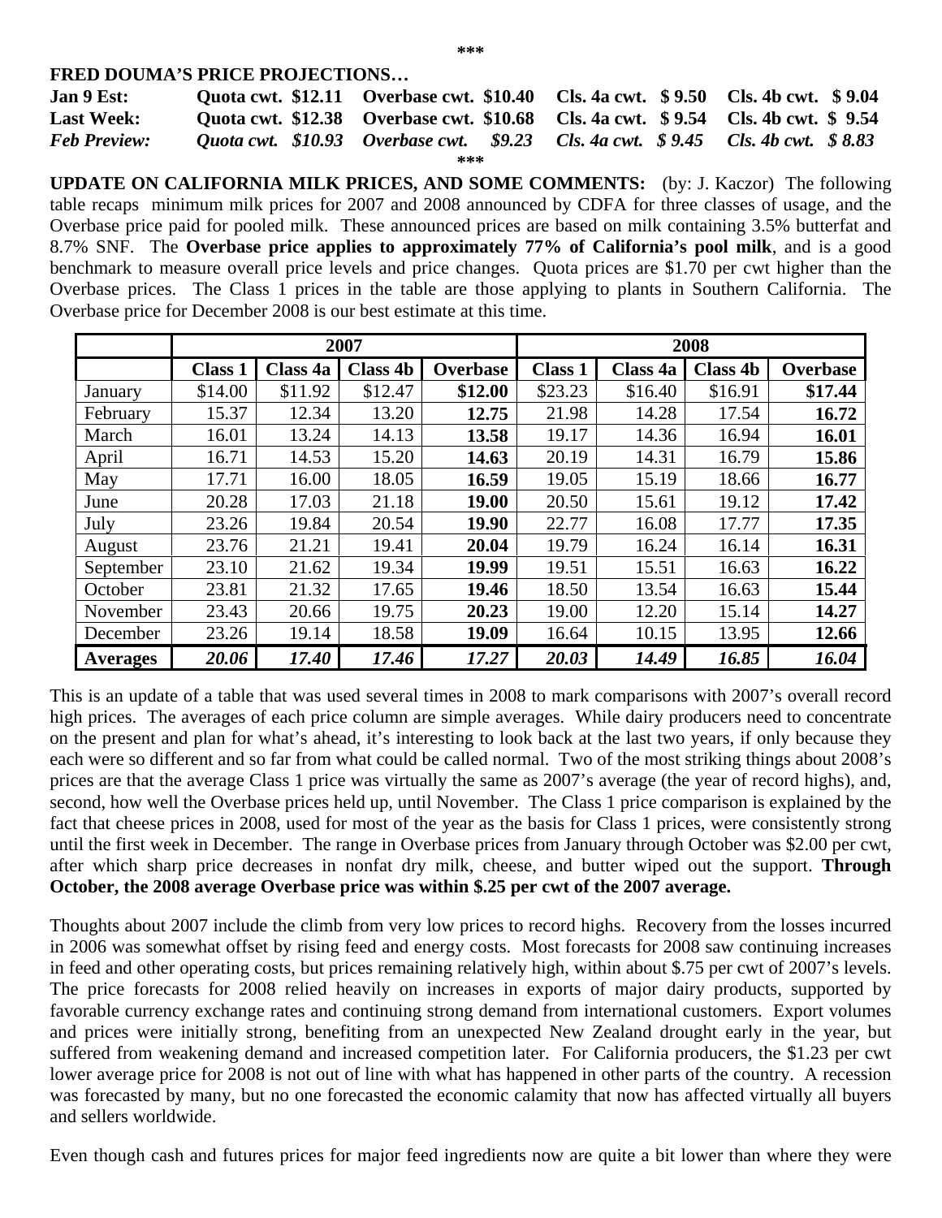\*\*\*

**FRED DOUMA'S PRICE PROJECTIONS…**

| | | | | |
|---|---|---|---|---|
| **Jan 9 Est:** | **Quota cwt. $12.11** | **Overbase cwt. $10.40** | **Cls. 4a cwt. $ 9.50** | **Cls. 4b cwt. $ 9.04** |
| **Last Week:** | **Quota cwt. $12.38** | **Overbase cwt. $10.68** | **Cls. 4a cwt. $ 9.54** | **Cls. 4b cwt. $ 9.54** |
| ***Feb Preview:*** | ***Quota cwt. $10.93*** | ***Overbase cwt. $9.23*** | ***Cls. 4a cwt. $ 9.45*** | ***Cls. 4b cwt. $ 8.83*** |

\*\*\*

**UPDATE ON CALIFORNIA MILK PRICES, AND SOME COMMENTS:** (by: J. Kaczor) The following table recaps minimum milk prices for 2007 and 2008 announced by CDFA for three classes of usage, and the Overbase price paid for pooled milk. These announced prices are based on milk containing 3.5% butterfat and 8.7% SNF. The **Overbase price applies to approximately 77% of California's pool milk**, and is a good benchmark to measure overall price levels and price changes. Quota prices are $1.70 per cwt higher than the Overbase prices. The Class 1 prices in the table are those applying to plants in Southern California. The Overbase price for December 2008 is our best estimate at this time.

| | 2007 | | | | 2008 | | | |
|---|---|---|---|---|---|---|---|---|
| | **Class 1** | **Class 4a** | **Class 4b** | **Overbase** | **Class 1** | **Class 4a** | **Class 4b** | **Overbase** |
| January | $14.00 | $11.92 | $12.47 | **$12.00** | $23.23 | $16.40 | $16.91 | **$17.44** |
| February | 15.37 | 12.34 | 13.20 | **12.75** | 21.98 | 14.28 | 17.54 | **16.72** |
| March | 16.01 | 13.24 | 14.13 | **13.58** | 19.17 | 14.36 | 16.94 | **16.01** |
| April | 16.71 | 14.53 | 15.20 | **14.63** | 20.19 | 14.31 | 16.79 | **15.86** |
| May | 17.71 | 16.00 | 18.05 | **16.59** | 19.05 | 15.19 | 18.66 | **16.77** |
| June | 20.28 | 17.03 | 21.18 | **19.00** | 20.50 | 15.61 | 19.12 | **17.42** |
| July | 23.26 | 19.84 | 20.54 | **19.90** | 22.77 | 16.08 | 17.77 | **17.35** |
| August | 23.76 | 21.21 | 19.41 | **20.04** | 19.79 | 16.24 | 16.14 | **16.31** |
| September | 23.10 | 21.62 | 19.34 | **19.99** | 19.51 | 15.51 | 16.63 | **16.22** |
| October | 23.81 | 21.32 | 17.65 | **19.46** | 18.50 | 13.54 | 16.63 | **15.44** |
| November | 23.43 | 20.66 | 19.75 | **20.23** | 19.00 | 12.20 | 15.14 | **14.27** |
| December | 23.26 | 19.14 | 18.58 | **19.09** | 16.64 | 10.15 | 13.95 | **12.66** |
| **Averages** | ***20.06*** | ***17.40*** | ***17.46*** | ***17.27*** | ***20.03*** | ***14.49*** | ***16.85*** | ***16.04*** |

This is an update of a table that was used several times in 2008 to mark comparisons with 2007's overall record high prices. The averages of each price column are simple averages. While dairy producers need to concentrate on the present and plan for what's ahead, it's interesting to look back at the last two years, if only because they each were so different and so far from what could be called normal. Two of the most striking things about 2008's prices are that the average Class 1 price was virtually the same as 2007's average (the year of record highs), and, second, how well the Overbase prices held up, until November. The Class 1 price comparison is explained by the fact that cheese prices in 2008, used for most of the year as the basis for Class 1 prices, were consistently strong until the first week in December. The range in Overbase prices from January through October was $2.00 per cwt, after which sharp price decreases in nonfat dry milk, cheese, and butter wiped out the support. **Through October, the 2008 average Overbase price was within $.25 per cwt of the 2007 average.**

Thoughts about 2007 include the climb from very low prices to record highs. Recovery from the losses incurred in 2006 was somewhat offset by rising feed and energy costs. Most forecasts for 2008 saw continuing increases in feed and other operating costs, but prices remaining relatively high, within about $.75 per cwt of 2007's levels. The price forecasts for 2008 relied heavily on increases in exports of major dairy products, supported by favorable currency exchange rates and continuing strong demand from international customers. Export volumes and prices were initially strong, benefiting from an unexpected New Zealand drought early in the year, but suffered from weakening demand and increased competition later. For California producers, the $1.23 per cwt lower average price for 2008 is not out of line with what has happened in other parts of the country. A recession was forecasted by many, but no one forecasted the economic calamity that now has affected virtually all buyers and sellers worldwide.

Even though cash and futures prices for major feed ingredients now are quite a bit lower than where they were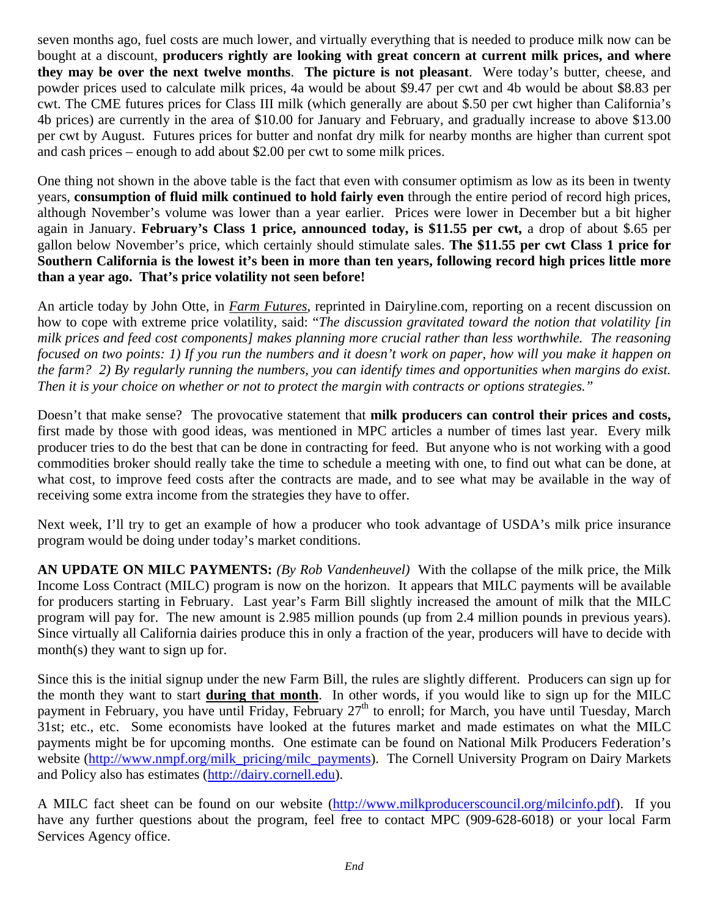seven months ago, fuel costs are much lower, and virtually everything that is needed to produce milk now can be bought at a discount, **producers rightly are looking with great concern at current milk prices, and where they may be over the next twelve months**. **The picture is not pleasant**. Were today's butter, cheese, and powder prices used to calculate milk prices, 4a would be about $9.47 per cwt and 4b would be about $8.83 per cwt. The CME futures prices for Class III milk (which generally are about $.50 per cwt higher than California's 4b prices) are currently in the area of $10.00 for January and February, and gradually increase to above $13.00 per cwt by August. Futures prices for butter and nonfat dry milk for nearby months are higher than current spot and cash prices – enough to add about $2.00 per cwt to some milk prices.

One thing not shown in the above table is the fact that even with consumer optimism as low as its been in twenty years, **consumption of fluid milk continued to hold fairly even** through the entire period of record high prices, although November's volume was lower than a year earlier. Prices were lower in December but a bit higher again in January. **February's Class 1 price, announced today, is $11.55 per cwt,** a drop of about $.65 per gallon below November's price, which certainly should stimulate sales. **The $11.55 per cwt Class 1 price for Southern California is the lowest it's been in more than ten years, following record high prices little more than a year ago. That's price volatility not seen before!**

An article today by John Otte, in ***Farm Futures***, reprinted in Dairyline.com, reporting on a recent discussion on how to cope with extreme price volatility, said: "*The discussion gravitated toward the notion that volatility [in milk prices and feed cost components] makes planning more crucial rather than less worthwhile. The reasoning focused on two points: 1) If you run the numbers and it doesn't work on paper, how will you make it happen on the farm? 2) By regularly running the numbers, you can identify times and opportunities when margins do exist. Then it is your choice on whether or not to protect the margin with contracts or options strategies.*"

Doesn't that make sense? The provocative statement that **milk producers can control their prices and costs,** first made by those with good ideas, was mentioned in MPC articles a number of times last year. Every milk producer tries to do the best that can be done in contracting for feed. But anyone who is not working with a good commodities broker should really take the time to schedule a meeting with one, to find out what can be done, at what cost, to improve feed costs after the contracts are made, and to see what may be available in the way of receiving some extra income from the strategies they have to offer.

Next week, I'll try to get an example of how a producer who took advantage of USDA's milk price insurance program would be doing under today's market conditions.

**AN UPDATE ON MILC PAYMENTS:** *(By Rob Vandenheuvel)* With the collapse of the milk price, the Milk Income Loss Contract (MILC) program is now on the horizon. It appears that MILC payments will be available for producers starting in February. Last year's Farm Bill slightly increased the amount of milk that the MILC program will pay for. The new amount is 2.985 million pounds (up from 2.4 million pounds in previous years). Since virtually all California dairies produce this in only a fraction of the year, producers will have to decide with month(s) they want to sign up for.

Since this is the initial signup under the new Farm Bill, the rules are slightly different. Producers can sign up for the month they want to start **during that month**. In other words, if you would like to sign up for the MILC payment in February, you have until Friday, February 27th to enroll; for March, you have until Tuesday, March 31st; etc., etc. Some economists have looked at the futures market and made estimates on what the MILC payments might be for upcoming months. One estimate can be found on National Milk Producers Federation's website (http://www.nmpf.org/milk_pricing/milc_payments). The Cornell University Program on Dairy Markets and Policy also has estimates (http://dairy.cornell.edu).

A MILC fact sheet can be found on our website (http://www.milkproducerscouncil.org/milcinfo.pdf). If you have any further questions about the program, feel free to contact MPC (909-628-6018) or your local Farm Services Agency office.

*End*